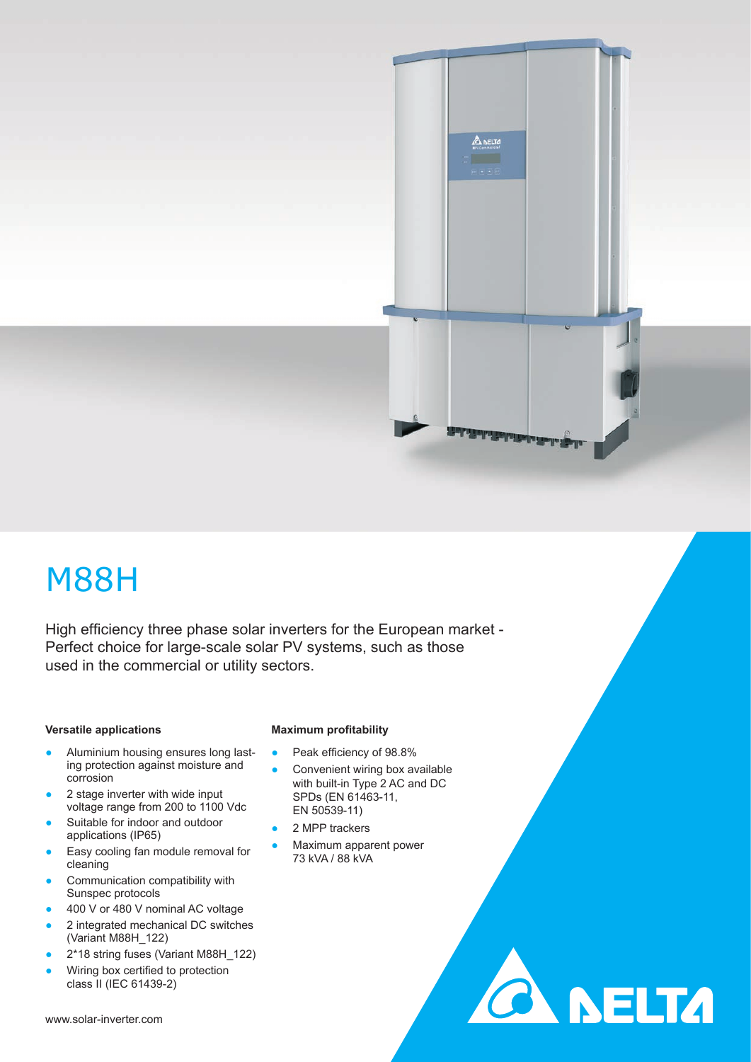# M88H

High efficiency three phase solar inverters for the European market - Perfect choice for large-scale solar PV systems, such as those used in the commercial or utility sectors.

#### Versatile applications

- Aluminium housing ensures long lasting protection against moisture and corrosion
- 2 stage inverter with wide input voltage range from 200 to 1100 Vdc
- Suitable for indoor and outdoor applications (IP65)
- Easy cooling fan module removal for cleaning
- Communication compatibility with Sunspec protocols
- 400 V or 480 V nominal AC voltage
- 2 integrated mechanical DC switches (Variant M88H_122)
- 2*18 string fuses (Variant M88H_122)
- Wiring box certified to protection class II (IEC 61439-2)

#### Maximum profitability

- Peak efficiency of 98.8%
- Convenient wiring box available with built-in Type 2 AC and DC SPDs (EN 61463-11, EN 50539-11)
- 2 MPP trackers
- Maximum apparent power 73 kVA / 88 kVA

www.solar-inverter.com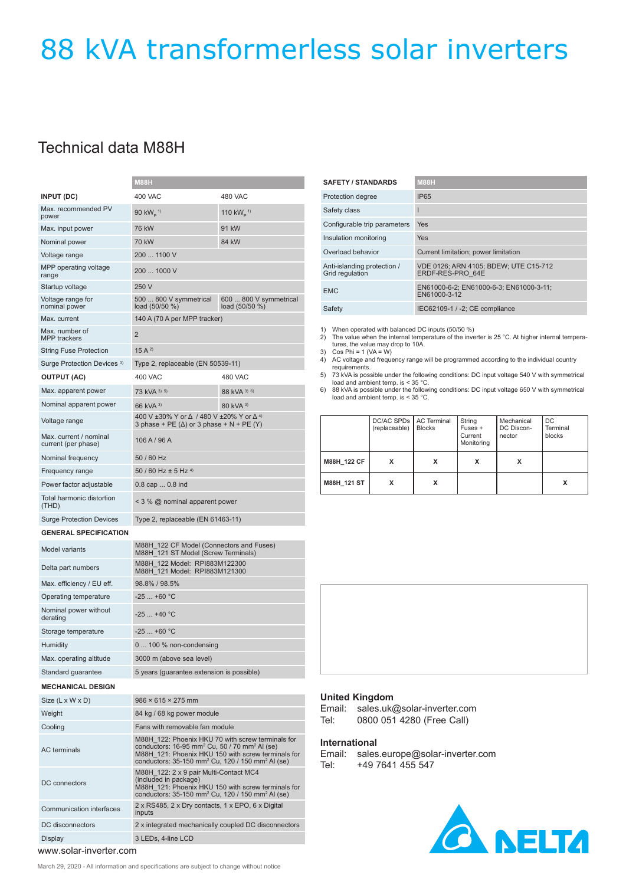# 88 kVA transformerless solar inverters

## Technical data M88H

| | M88H | |
|---|---|---|
| **INPUT (DC)** | 400 VAC | 480 VAC |
| Max. recommended PV power | 90 $kW_P$ [1] | 110 $kW_P$ [1] |
| Max. input power | 76 kW | 91 kW |
| Nominal power | 70 kW | 84 kW |
| Voltage range | 200 ... 1100 V | |
| MPP operating voltage range | 200 ... 1000 V | |
| Startup voltage | 250 V | |
| Voltage range for nominal power | 500 ... 800 V symmetrical load (50/50 %) | 600 ... 800 V symmetrical load (50/50 %) |
| Max. current | 140 A (70 A per MPP tracker) | |
| Max. number of MPP trackers | 2 | |
| String Fuse Protection | 15 A [2] | |
| Surge Protection Devices [3] | Type 2, replaceable (EN 50539-11) | |
| **OUTPUT (AC)** | 400 VAC | 480 VAC |
| Max. apparent power | 73 kVA [3] [5] | 88 kVA [3] [6] |
| Nominal apparent power | 66 kVA [3] | 80 kVA [3] |
| Voltage range | 400 V ±30% Y or Δ / 480 V ±20% Y or Δ [4]<br>3 phase + PE (Δ) or 3 phase + N + PE (Y) | |
| Max. current / nominal current (per phase) | 106 A / 96 A | |
| Nominal frequency | 50 / 60 Hz | |
| Frequency range | 50 / 60 Hz ± 5 Hz [4] | |
| Power factor adjustable | 0.8 cap ... 0.8 ind | |
| Total harmonic distortion (THD) | < 3 % @ nominal apparent power | |
| Surge Protection Devices | Type 2, replaceable (EN 61463-11) | |
| **GENERAL SPECIFICATION** | | |
| Model variants | M88H_122 CF Model (Connectors and Fuses)<br>M88H_121 ST Model (Screw Terminals) | |
| Delta part numbers | M88H_122 Model: RPI883M122300<br>M88H_121 Model: RPI883M121300 | |
| Max. efficiency / EU eff. | 98.8% / 98.5% | |
| Operating temperature | -25 ... +60 °C | |
| Nominal power without derating | -25 ... +40 °C | |
| Storage temperature | -25 ... +60 °C | |
| Humidity | 0 ... 100 % non-condensing | |
| Max. operating altitude | 3000 m (above sea level) | |
| Standard guarantee | 5 years (guarantee extension is possible) | |
| **MECHANICAL DESIGN** | | |
| Size (L x W x D) | 986 × 615 × 275 mm | |
| Weight | 84 kg / 68 kg power module | |
| Cooling | Fans with removable fan module | |
| AC terminals | M88H_122: Phoenix HKU 70 with screw terminals for conductors: 16-95 mm² Cu, 50 / 70 mm² Al (se)<br>M88H_121: Phoenix HKU 150 with screw terminals for conductors: 35-150 mm² Cu, 120 / 150 mm² Al (se) | |
| DC connectors | M88H_122: 2 x 9 pair Multi-Contact MC4 (included in package)<br>M88H_121: Phoenix HKU 150 with screw terminals for conductors: 35-150 mm² Cu, 120 / 150 mm² Al (se) | |
| Communication interfaces | 2 x RS485, 2 x Dry contacts, 1 x EPO, 6 x Digital inputs | |
| DC disconnectors | 2 x integrated mechanically coupled DC disconnectors | |
| Display | 3 LEDs, 4-line LCD | |

| SAFETY / STANDARDS | M88H |
|---|---|
| Protection degree | IP65 |
| Safety class | I |
| Configurable trip parameters | Yes |
| Insulation monitoring | Yes |
| Overload behavior | Current limitation; power limitation |
| Anti-islanding protection / Grid regulation | VDE 0126; ARN 4105; BDEW; UTE C15-712 ERDF-RES-PRO_64E |
| EMC | EN61000-6-2; EN61000-6-3; EN61000-3-11; EN61000-3-12 |
| Safety | IEC62109-1 / -2; CE compliance |

1) When operated with balanced DC inputs (50/50 %)
2) The value when the internal temperature of the inverter is 25 °C. At higher internal temperatures, the value may drop to 10A.
3) Cos Phi = 1 (VA = W)
4) AC voltage and frequency range will be programmed according to the individual country requirements.
5) 73 kVA is possible under the following conditions: DC input voltage 540 V with symmetrical load and ambient temp. is < 35 °C.
6) 88 kVA is possible under the following conditions: DC input voltage 650 V with symmetrical load and ambient temp. is < 35 °C.

| | DC/AC SPDs (replaceable) | AC Terminal Blocks | String Fuses + Current Monitoring | Mechanical DC Disconnector | DC Terminal blocks |
|---|---|---|---|---|---|
| **M88H_122 CF** | X | X | X | X | |
| **M88H_121 ST** | X | X | | | X |

**United Kingdom**
Email: sales.uk@solar-inverter.com
Tel: 0800 051 4280 (Free Call)

**International**
Email: sales.europe@solar-inverter.com
Tel: +49 7641 455 547

DELTA

www.solar-inverter.com

March 29, 2020 - All information and specifications are subject to change without notice